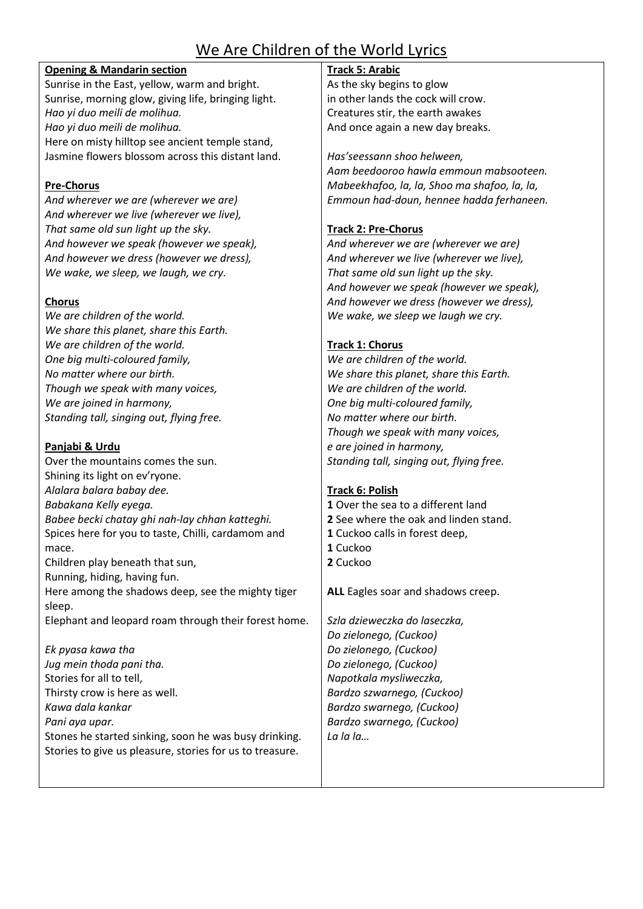# We Are Children of the World Lyrics

**Opening & Mandarin section**

Sunrise in the East, yellow, warm and bright.
Sunrise, morning glow, giving life, bringing light.
*Hao yi duo meili de molihua.*
*Hao yi duo meili de molihua.*
Here on misty hilltop see ancient temple stand,
Jasmine flowers blossom across this distant land.

**Pre-Chorus**

*And wherever we are (wherever we are)*
*And wherever we live (wherever we live),*
*That same old sun light up the sky.*
*And however we speak (however we speak),*
*And however we dress (however we dress),*
*We wake, we sleep, we laugh, we cry.*

**Chorus**

*We are children of the world.*
*We share this planet, share this Earth.*
*We are children of the world.*
*One big multi-coloured family,*
*No matter where our birth.*
*Though we speak with many voices,*
*We are joined in harmony,*
*Standing tall, singing out, flying free.*

**Panjabi & Urdu**

Over the mountains comes the sun.
Shining its light on ev'ryone.
*Alalara balara babay dee.*
*Babakana Kelly eyega.*
*Babee becki chatay ghi nah-lay chhan katteghi.*
Spices here for you to taste, Chilli, cardamom and mace.
Children play beneath that sun,
Running, hiding, having fun.
Here among the shadows deep, see the mighty tiger sleep.
Elephant and leopard roam through their forest home.

*Ek pyasa kawa tha*
*Jug mein thoda pani tha.*
Stories for all to tell,
Thirsty crow is here as well.
*Kawa dala kankar*
*Pani aya upar.*
Stones he started sinking, soon he was busy drinking.
Stories to give us pleasure, stories for us to treasure.

**Track 5: Arabic**

As the sky begins to glow
in other lands the cock will crow.
Creatures stir, the earth awakes
And once again a new day breaks.

*Has'seessann shoo helween,*
*Aam beedooroo hawla emmoun mabsooteen.*
*Mabeekhafoo, la, la, Shoo ma shafoo, la, la,*
*Emmoun had-doun, hennee hadda ferhaneen.*

**Track 2: Pre-Chorus**

*And wherever we are (wherever we are)*
*And wherever we live (wherever we live),*
*That same old sun light up the sky.*
*And however we speak (however we speak),*
*And however we dress (however we dress),*
*We wake, we sleep we laugh we cry.*

**Track 1: Chorus**

*We are children of the world.*
*We share this planet, share this Earth.*
*We are children of the world.*
*One big multi-coloured family,*
*No matter where our birth.*
*Though we speak with many voices,*
*e are joined in harmony,*
*Standing tall, singing out, flying free.*

**Track 6: Polish**

**1** Over the sea to a different land
**2** See where the oak and linden stand.
**1** Cuckoo calls in forest deep,
**1** Cuckoo
**2** Cuckoo

**ALL** Eagles soar and shadows creep.

*Szla dzieweczka do laseczka,*
*Do zielonego, (Cuckoo)*
*Do zielonego, (Cuckoo)*
*Do zielonego, (Cuckoo)*
*Napotkala mysliweczka,*
*Bardzo szwarnego, (Cuckoo)*
*Bardzo swarnego, (Cuckoo)*
*Bardzo swarnego, (Cuckoo)*
*La la la…*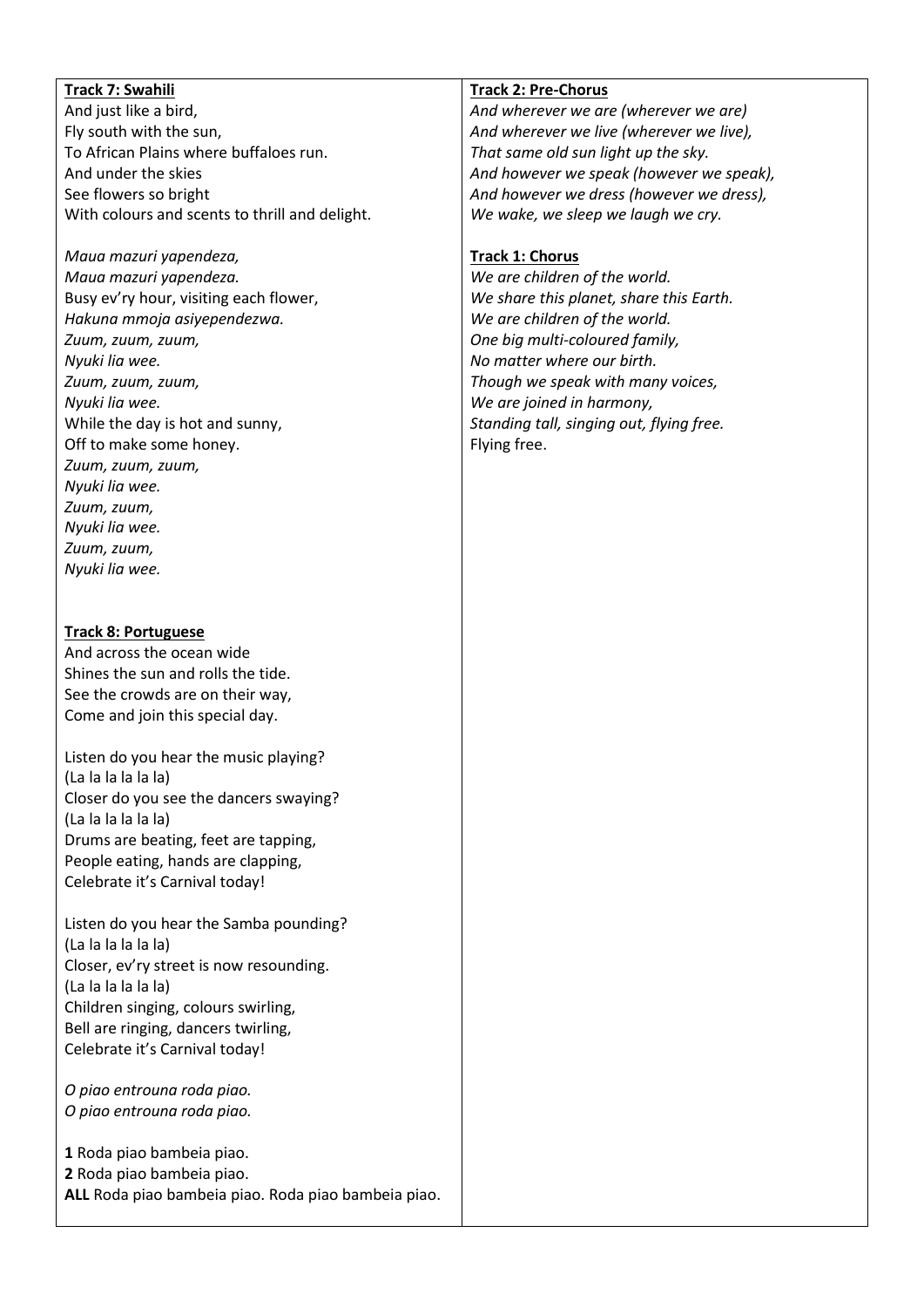**Track 7: Swahili**

And just like a bird,
Fly south with the sun,
To African Plains where buffaloes run.
And under the skies
See flowers so bright
With colours and scents to thrill and delight.

*Maua mazuri yapendeza,*
*Maua mazuri yapendeza.*
Busy ev'ry hour, visiting each flower,
*Hakuna mmoja asiyependezwa.*
*Zuum, zuum, zuum,*
*Nyuki lia wee.*
*Zuum, zuum, zuum,*
*Nyuki lia wee.*
While the day is hot and sunny,
Off to make some honey.
*Zuum, zuum, zuum,*
*Nyuki lia wee.*
*Zuum, zuum,*
*Nyuki lia wee.*
*Zuum, zuum,*
*Nyuki lia wee.*

**Track 8: Portuguese**

And across the ocean wide
Shines the sun and rolls the tide.
See the crowds are on their way,
Come and join this special day.

Listen do you hear the music playing?
(La la la la la la)
Closer do you see the dancers swaying?
(La la la la la la)
Drums are beating, feet are tapping,
People eating, hands are clapping,
Celebrate it's Carnival today!

Listen do you hear the Samba pounding?
(La la la la la la)
Closer, ev'ry street is now resounding.
(La la la la la la)
Children singing, colours swirling,
Bell are ringing, dancers twirling,
Celebrate it's Carnival today!

*O piao entrouna roda piao.*
*O piao entrouna roda piao.*

**1** Roda piao bambeia piao.
**2** Roda piao bambeia piao.
**ALL** Roda piao bambeia piao. Roda piao bambeia piao.

**Track 2: Pre-Chorus**

*And wherever we are (wherever we are)*
*And wherever we live (wherever we live),*
*That same old sun light up the sky.*
*And however we speak (however we speak),*
*And however we dress (however we dress),*
*We wake, we sleep we laugh we cry.*

**Track 1: Chorus**

*We are children of the world.*
*We share this planet, share this Earth.*
*We are children of the world.*
*One big multi-coloured family,*
*No matter where our birth.*
*Though we speak with many voices,*
*We are joined in harmony,*
*Standing tall, singing out, flying free.*
Flying free.